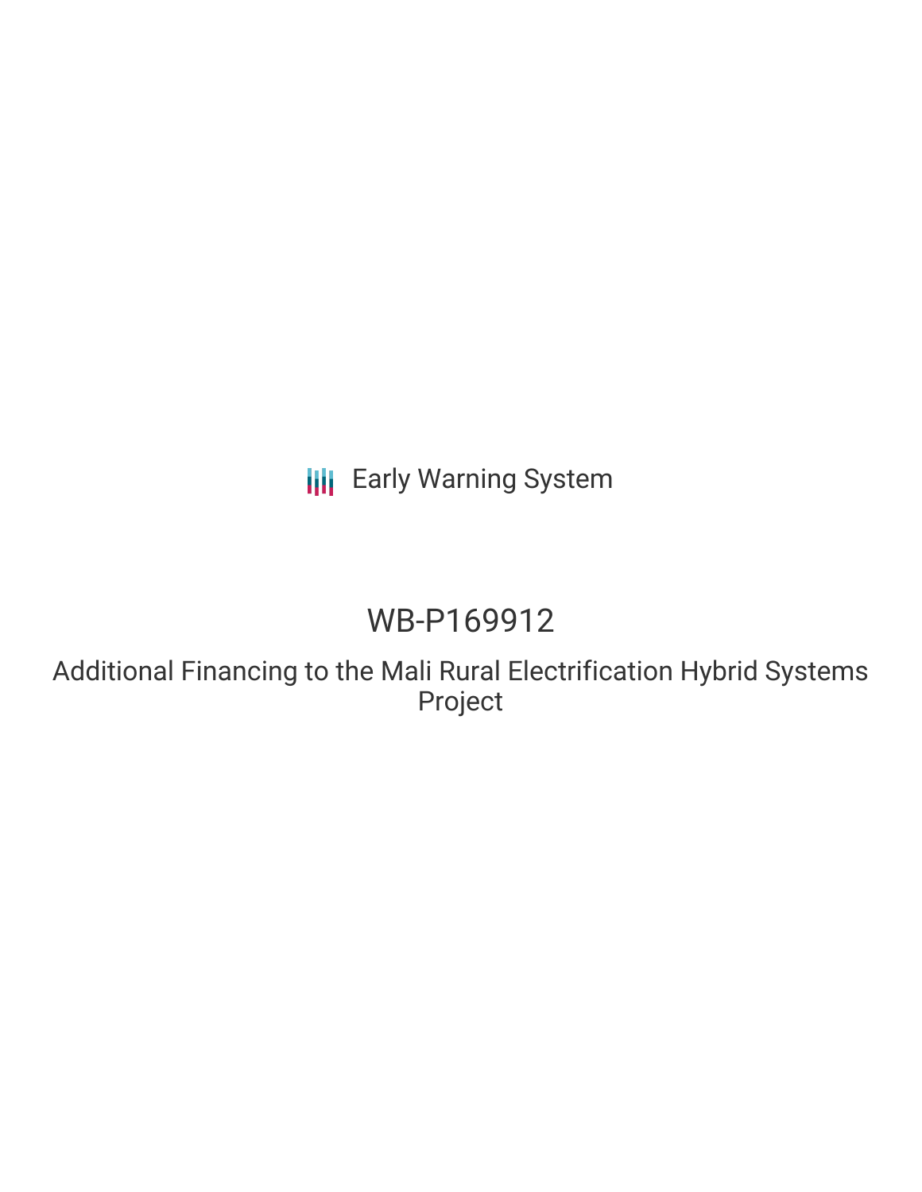Early Warning System

# WB-P169912

## Additional Financing to the Mali Rural Electrification Hybrid Systems Project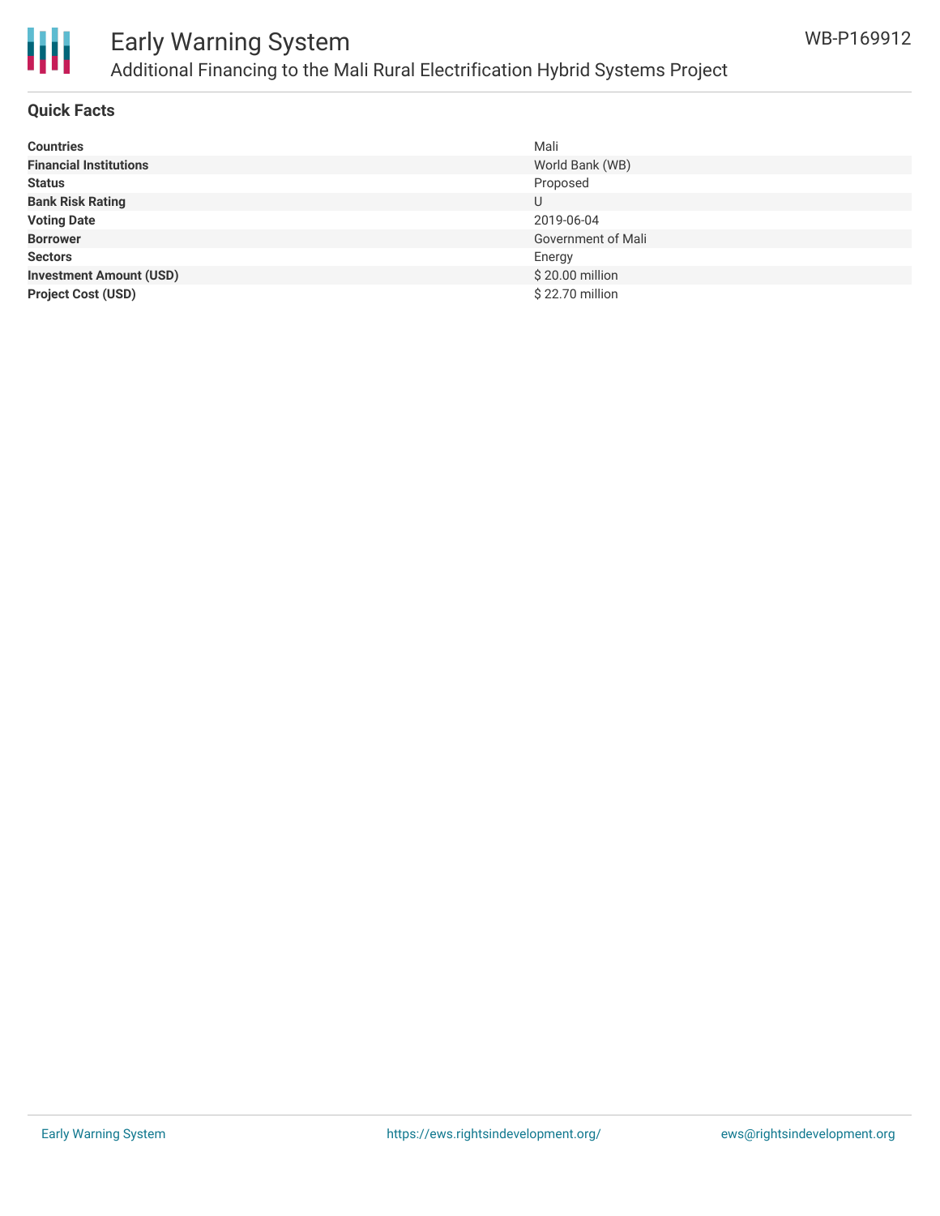# Early Warning System

## Additional Financing to the Mali Rural Electrification Hybrid Systems Project

WB-P169912

### Quick Facts

| | |
|---|---|
| **Countries** | Mali |
| **Financial Institutions** | World Bank (WB) |
| **Status** | Proposed |
| **Bank Risk Rating** | U |
| **Voting Date** | 2019-06-04 |
| **Borrower** | Government of Mali |
| **Sectors** | Energy |
| **Investment Amount (USD)** | $ 20.00 million |
| **Project Cost (USD)** | $ 22.70 million |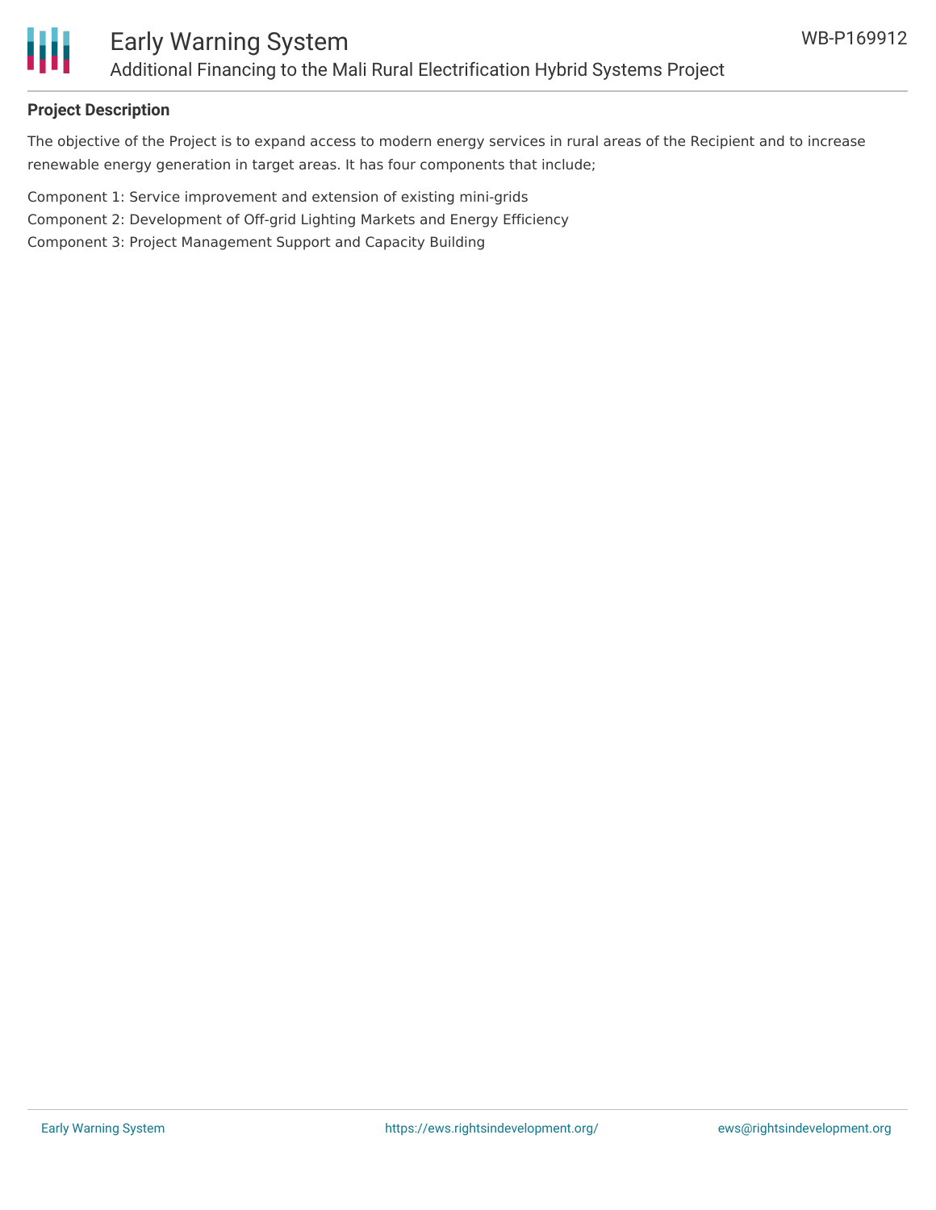**Project Description**

The objective of the Project is to expand access to modern energy services in rural areas of the Recipient and to increase renewable energy generation in target areas. It has four components that include;

Component 1: Service improvement and extension of existing mini-grids
Component 2: Development of Off-grid Lighting Markets and Energy Efficiency
Component 3: Project Management Support and Capacity Building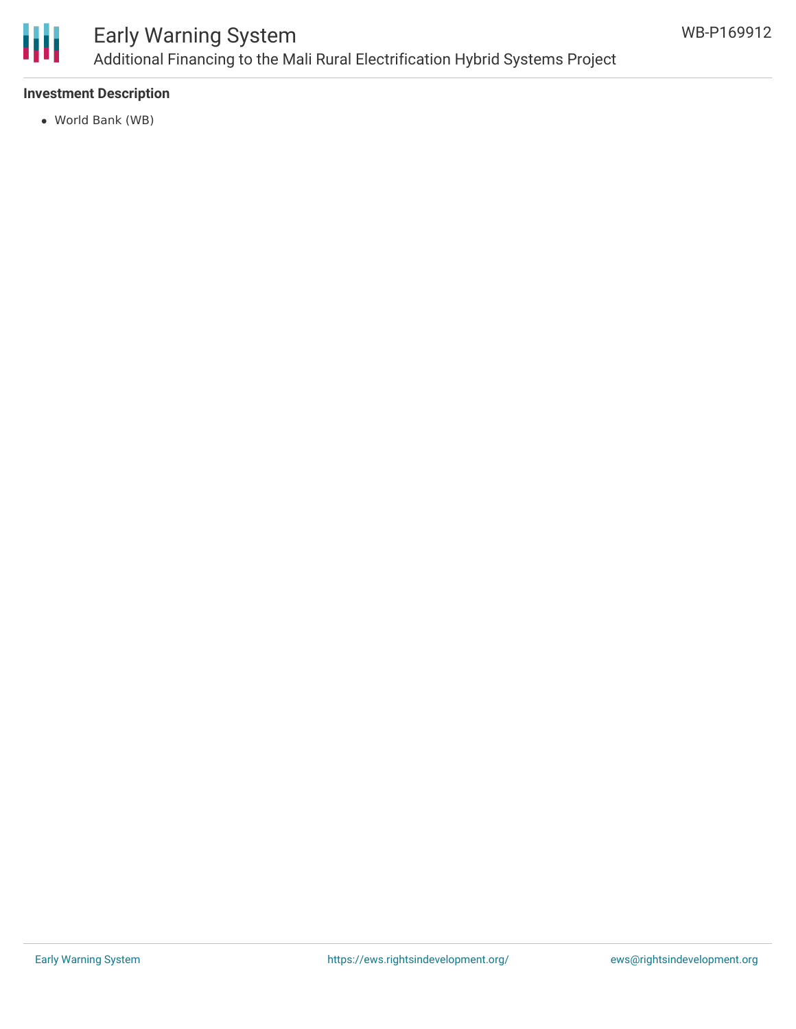### Investment Description

- World Bank (WB)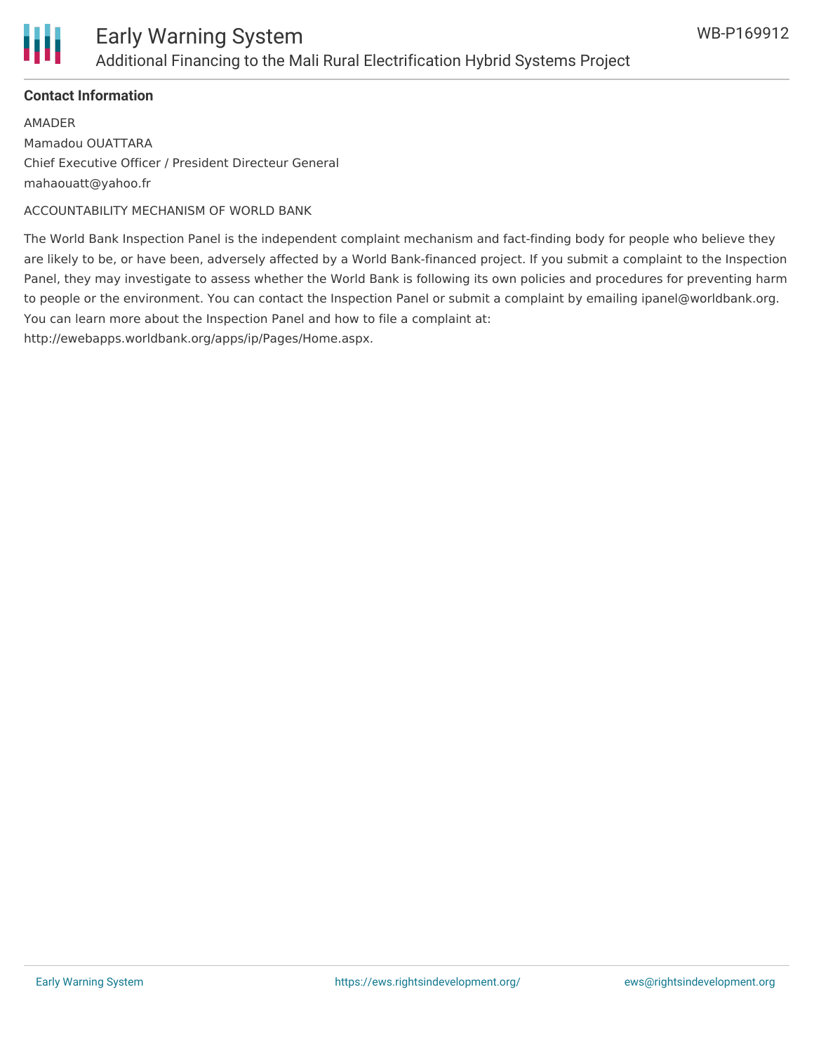**Contact Information**

AMADER
Mamadou OUATTARA
Chief Executive Officer / President Directeur General
mahaouatt@yahoo.fr

ACCOUNTABILITY MECHANISM OF WORLD BANK

The World Bank Inspection Panel is the independent complaint mechanism and fact-finding body for people who believe they are likely to be, or have been, adversely affected by a World Bank-financed project. If you submit a complaint to the Inspection Panel, they may investigate to assess whether the World Bank is following its own policies and procedures for preventing harm to people or the environment. You can contact the Inspection Panel or submit a complaint by emailing ipanel@worldbank.org. You can learn more about the Inspection Panel and how to file a complaint at: http://ewebapps.worldbank.org/apps/ip/Pages/Home.aspx.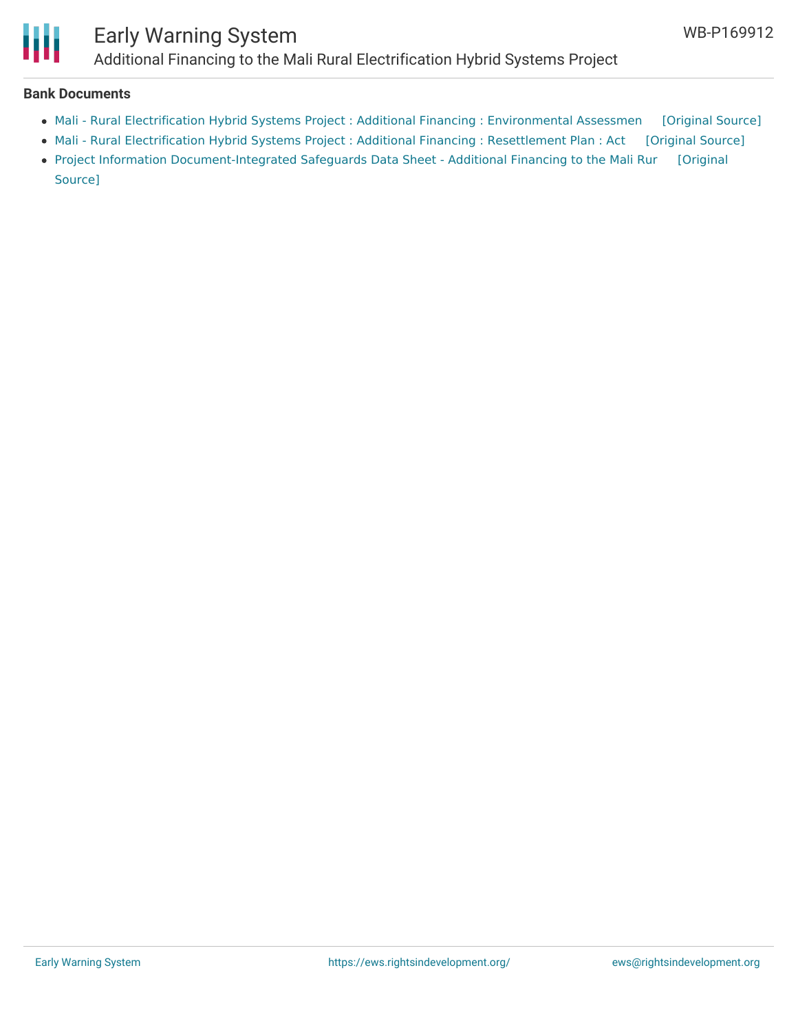**Bank Documents**

- Mali - Rural Electrification Hybrid Systems Project : Additional Financing : Environmental Assessmen [Original Source]
- Mali - Rural Electrification Hybrid Systems Project : Additional Financing : Resettlement Plan : Act [Original Source]
- Project Information Document-Integrated Safeguards Data Sheet - Additional Financing to the Mali Rur [Original Source]